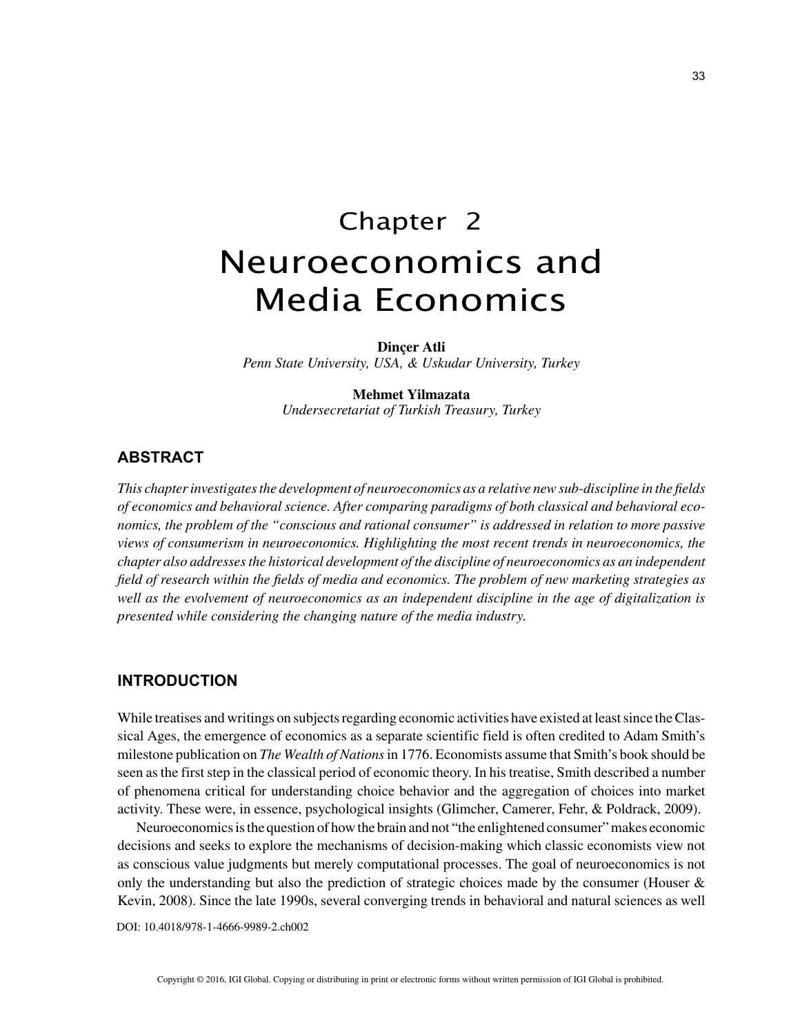# Chapter 2
# Neuroeconomics and Media Economics

**Dinçer Atli**
*Penn State University, USA, & Uskudar University, Turkey*

**Mehmet Yilmazata**
*Undersecretariat of Turkish Treasury, Turkey*

## ABSTRACT

*This chapter investigates the development of neuroeconomics as a relative new sub-discipline in the fields of economics and behavioral science. After comparing paradigms of both classical and behavioral economics, the problem of the "conscious and rational consumer" is addressed in relation to more passive views of consumerism in neuroeconomics. Highlighting the most recent trends in neuroeconomics, the chapter also addresses the historical development of the discipline of neuroeconomics as an independent field of research within the fields of media and economics. The problem of new marketing strategies as well as the evolvement of neuroeconomics as an independent discipline in the age of digitalization is presented while considering the changing nature of the media industry.*

## INTRODUCTION

While treatises and writings on subjects regarding economic activities have existed at least since the Classical Ages, the emergence of economics as a separate scientific field is often credited to Adam Smith's milestone publication on *The Wealth of Nations* in 1776. Economists assume that Smith's book should be seen as the first step in the classical period of economic theory. In his treatise, Smith described a number of phenomena critical for understanding choice behavior and the aggregation of choices into market activity. These were, in essence, psychological insights (Glimcher, Camerer, Fehr, & Poldrack, 2009).

Neuroeconomics is the question of how the brain and not "the enlightened consumer" makes economic decisions and seeks to explore the mechanisms of decision-making which classic economists view not as conscious value judgments but merely computational processes. The goal of neuroeconomics is not only the understanding but also the prediction of strategic choices made by the consumer (Houser & Kevin, 2008). Since the late 1990s, several converging trends in behavioral and natural sciences as well

DOI: 10.4018/978-1-4666-9989-2.ch002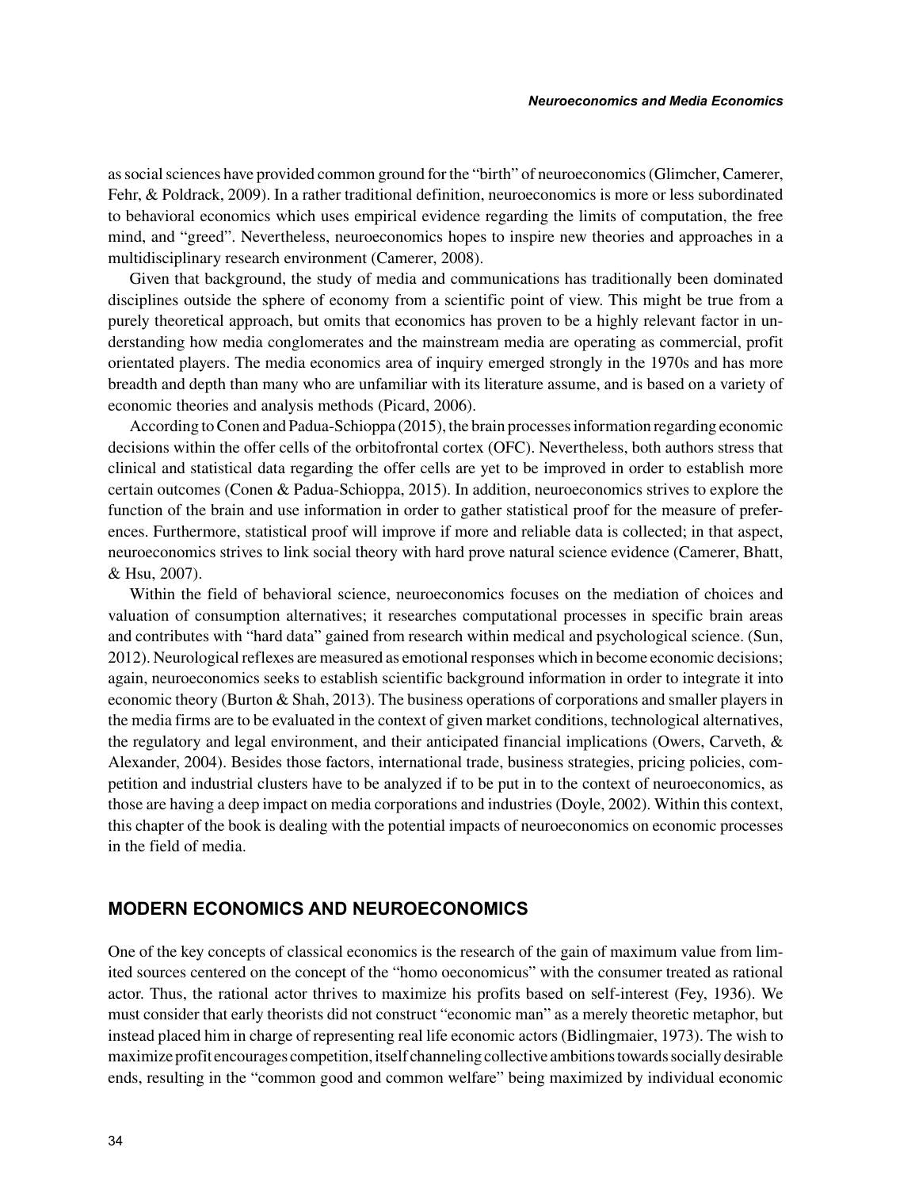as social sciences have provided common ground for the "birth" of neuroeconomics (Glimcher, Camerer, Fehr, & Poldrack, 2009). In a rather traditional definition, neuroeconomics is more or less subordinated to behavioral economics which uses empirical evidence regarding the limits of computation, the free mind, and "greed". Nevertheless, neuroeconomics hopes to inspire new theories and approaches in a multidisciplinary research environment (Camerer, 2008).

Given that background, the study of media and communications has traditionally been dominated disciplines outside the sphere of economy from a scientific point of view. This might be true from a purely theoretical approach, but omits that economics has proven to be a highly relevant factor in understanding how media conglomerates and the mainstream media are operating as commercial, profit orientated players. The media economics area of inquiry emerged strongly in the 1970s and has more breadth and depth than many who are unfamiliar with its literature assume, and is based on a variety of economic theories and analysis methods (Picard, 2006).

According to Conen and Padua-Schioppa (2015), the brain processes information regarding economic decisions within the offer cells of the orbitofrontal cortex (OFC). Nevertheless, both authors stress that clinical and statistical data regarding the offer cells are yet to be improved in order to establish more certain outcomes (Conen & Padua-Schioppa, 2015). In addition, neuroeconomics strives to explore the function of the brain and use information in order to gather statistical proof for the measure of preferences. Furthermore, statistical proof will improve if more and reliable data is collected; in that aspect, neuroeconomics strives to link social theory with hard prove natural science evidence (Camerer, Bhatt, & Hsu, 2007).

Within the field of behavioral science, neuroeconomics focuses on the mediation of choices and valuation of consumption alternatives; it researches computational processes in specific brain areas and contributes with "hard data" gained from research within medical and psychological science. (Sun, 2012). Neurological reflexes are measured as emotional responses which in become economic decisions; again, neuroeconomics seeks to establish scientific background information in order to integrate it into economic theory (Burton & Shah, 2013). The business operations of corporations and smaller players in the media firms are to be evaluated in the context of given market conditions, technological alternatives, the regulatory and legal environment, and their anticipated financial implications (Owers, Carveth, & Alexander, 2004). Besides those factors, international trade, business strategies, pricing policies, competition and industrial clusters have to be analyzed if to be put in to the context of neuroeconomics, as those are having a deep impact on media corporations and industries (Doyle, 2002). Within this context, this chapter of the book is dealing with the potential impacts of neuroeconomics on economic processes in the field of media.

## MODERN ECONOMICS AND NEUROECONOMICS

One of the key concepts of classical economics is the research of the gain of maximum value from limited sources centered on the concept of the "homo oeconomicus" with the consumer treated as rational actor. Thus, the rational actor thrives to maximize his profits based on self-interest (Fey, 1936). We must consider that early theorists did not construct "economic man" as a merely theoretic metaphor, but instead placed him in charge of representing real life economic actors (Bidlingmaier, 1973). The wish to maximize profit encourages competition, itself channeling collective ambitions towards socially desirable ends, resulting in the "common good and common welfare" being maximized by individual economic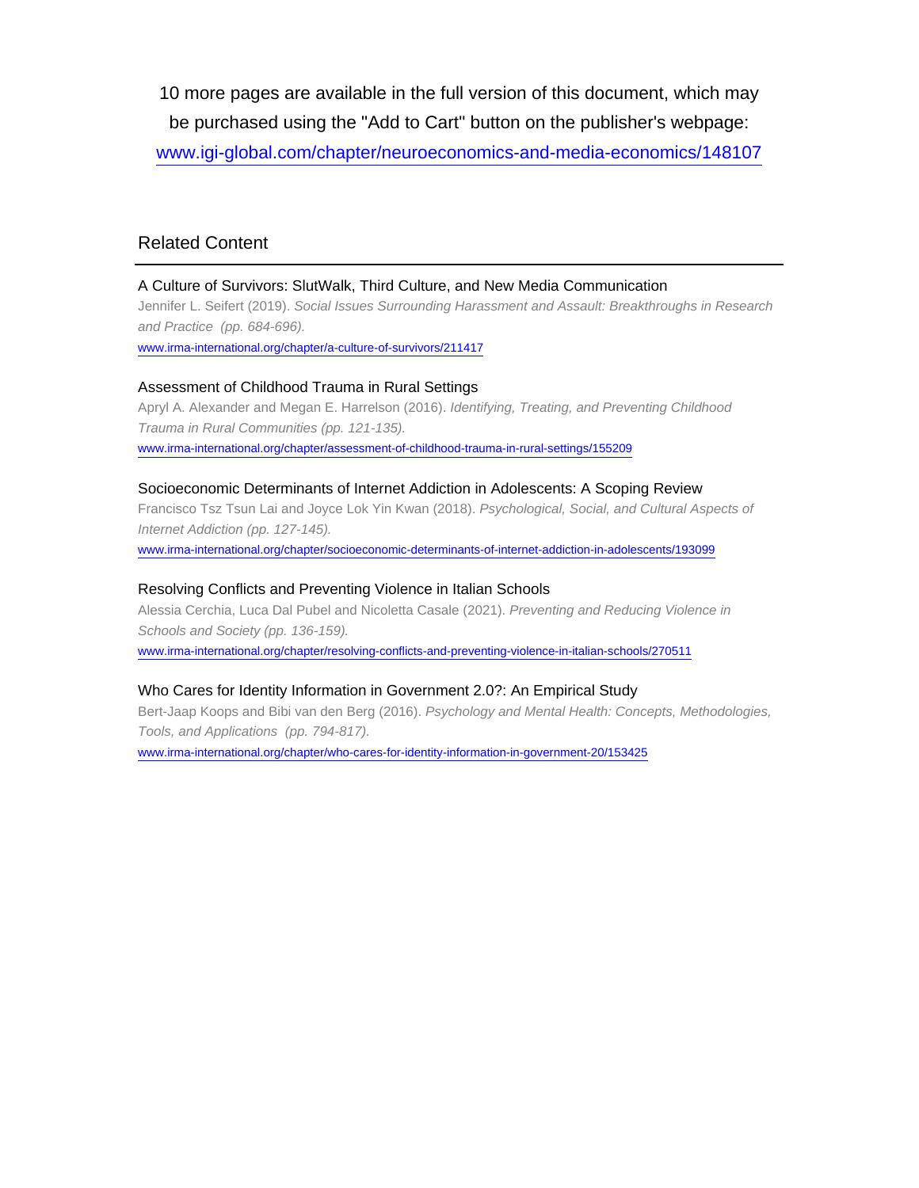10 more pages are available in the full version of this document, which may be purchased using the "Add to Cart" button on the publisher's webpage:
www.igi-global.com/chapter/neuroeconomics-and-media-economics/148107

## Related Content

A Culture of Survivors: SlutWalk, Third Culture, and New Media Communication
Jennifer L. Seifert (2019). *Social Issues Surrounding Harassment and Assault: Breakthroughs in Research and Practice (pp. 684-696).*
www.irma-international.org/chapter/a-culture-of-survivors/211417

Assessment of Childhood Trauma in Rural Settings
Apryl A. Alexander and Megan E. Harrelson (2016). *Identifying, Treating, and Preventing Childhood Trauma in Rural Communities (pp. 121-135).*
www.irma-international.org/chapter/assessment-of-childhood-trauma-in-rural-settings/155209

Socioeconomic Determinants of Internet Addiction in Adolescents: A Scoping Review
Francisco Tsz Tsun Lai and Joyce Lok Yin Kwan (2018). *Psychological, Social, and Cultural Aspects of Internet Addiction (pp. 127-145).*
www.irma-international.org/chapter/socioeconomic-determinants-of-internet-addiction-in-adolescents/193099

Resolving Conflicts and Preventing Violence in Italian Schools
Alessia Cerchia, Luca Dal Pubel and Nicoletta Casale (2021). *Preventing and Reducing Violence in Schools and Society (pp. 136-159).*
www.irma-international.org/chapter/resolving-conflicts-and-preventing-violence-in-italian-schools/270511

Who Cares for Identity Information in Government 2.0?: An Empirical Study
Bert-Jaap Koops and Bibi van den Berg (2016). *Psychology and Mental Health: Concepts, Methodologies, Tools, and Applications (pp. 794-817).*
www.irma-international.org/chapter/who-cares-for-identity-information-in-government-20/153425